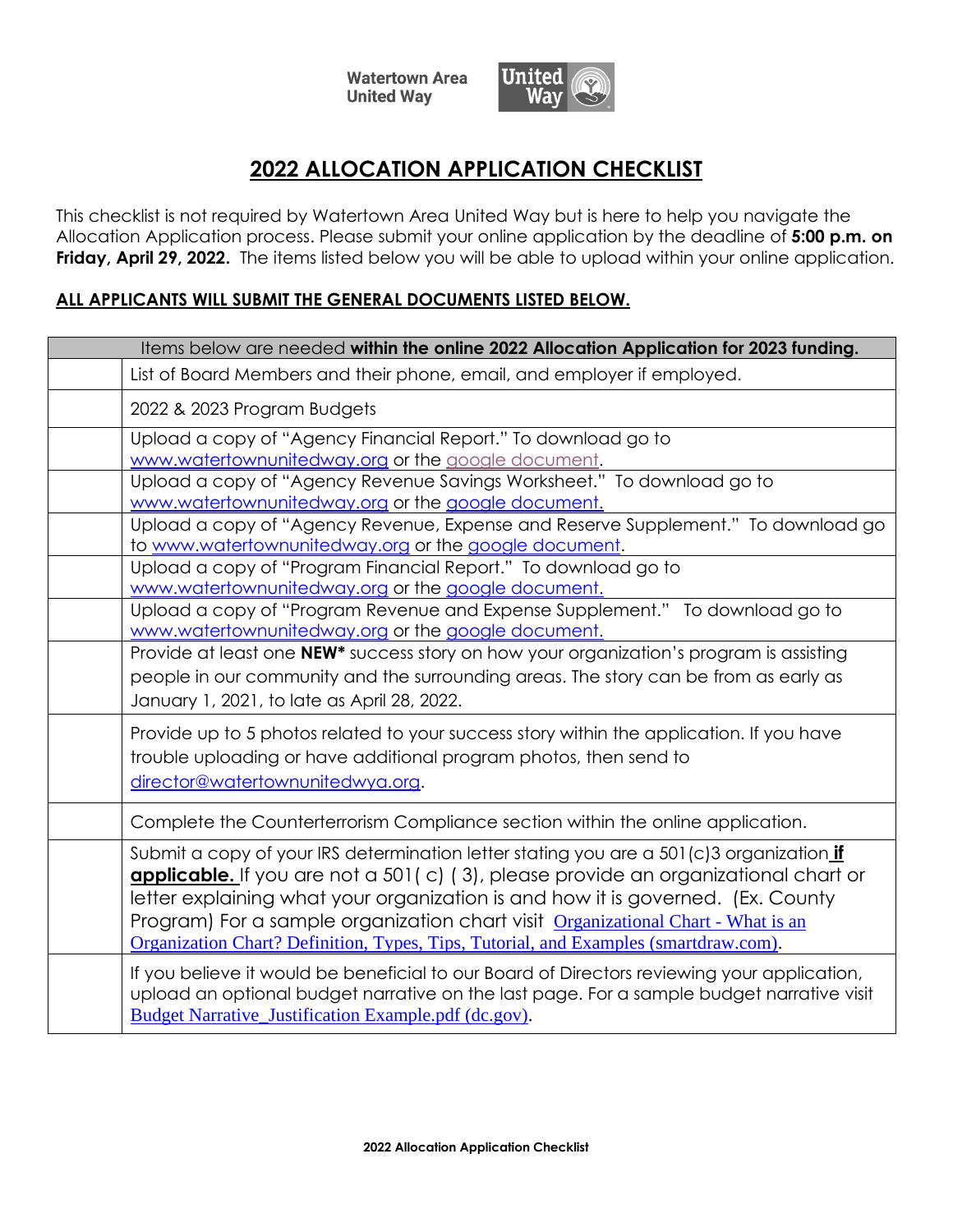Watertown Area United Way

# 2022 ALLOCATION APPLICATION CHECKLIST

This checklist is not required by Watertown Area United Way but is here to help you navigate the Allocation Application process. Please submit your online application by the deadline of **5:00 p.m. on Friday, April 29, 2022.** The items listed below you will be able to upload within your online application.

**ALL APPLICANTS WILL SUBMIT THE GENERAL DOCUMENTS LISTED BELOW.**

| | Items below are needed **within the online 2022 Allocation Application for 2023 funding.** |
|---|---|
| | List of Board Members and their phone, email, and employer if employed. |
| | 2022 & 2023 Program Budgets |
| | Upload a copy of "Agency Financial Report." To download go to www.watertownunitedway.org or the google document. |
| | Upload a copy of "Agency Revenue Savings Worksheet." To download go to www.watertownunitedway.org or the google document. |
| | Upload a copy of "Agency Revenue, Expense and Reserve Supplement." To download go to www.watertownunitedway.org or the google document. |
| | Upload a copy of "Program Financial Report." To download go to www.watertownunitedway.org or the google document. |
| | Upload a copy of "Program Revenue and Expense Supplement." To download go to www.watertownunitedway.org or the google document. |
| | Provide at least one **NEW*** success story on how your organization's program is assisting people in our community and the surrounding areas. The story can be from as early as January 1, 2021, to late as April 28, 2022. |
| | Provide up to 5 photos related to your success story within the application. If you have trouble uploading or have additional program photos, then send to director@watertownunitedwya.org. |
| | Complete the Counterterrorism Compliance section within the online application. |
| | Submit a copy of your IRS determination letter stating you are a 501(c)3 organization **if applicable.** If you are not a 501( c) ( 3), please provide an organizational chart or letter explaining what your organization is and how it is governed. (Ex. County Program) For a sample organization chart visit Organizational Chart - What is an Organization Chart? Definition, Types, Tips, Tutorial, and Examples (smartdraw.com). |
| | If you believe it would be beneficial to our Board of Directors reviewing your application, upload an optional budget narrative on the last page. For a sample budget narrative visit Budget Narrative_Justification Example.pdf (dc.gov). |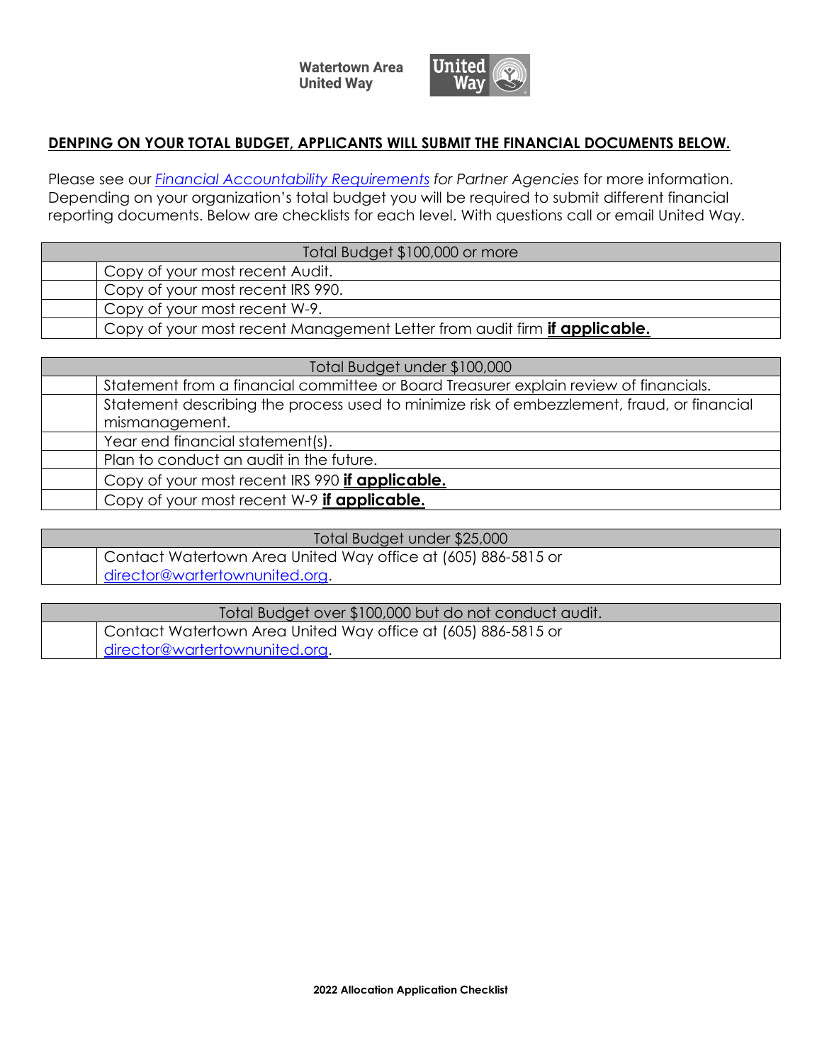Watertown Area United Way

**DENPING ON YOUR TOTAL BUDGET, APPLICANTS WILL SUBMIT THE FINANCIAL DOCUMENTS BELOW.**

Please see our *Financial Accountability Requirements for Partner Agencies* for more information. Depending on your organization's total budget you will be required to submit different financial reporting documents. Below are checklists for each level. With questions call or email United Way.

| Total Budget $100,000 or more | |
|---|---|
| | Copy of your most recent Audit. |
| | Copy of your most recent IRS 990. |
| | Copy of your most recent W-9. |
| | Copy of your most recent Management Letter from audit firm **if applicable.** |

| Total Budget under $100,000 | |
|---|---|
| | Statement from a financial committee or Board Treasurer explain review of financials. |
| | Statement describing the process used to minimize risk of embezzlement, fraud, or financial mismanagement. |
| | Year end financial statement(s). |
| | Plan to conduct an audit in the future. |
| | Copy of your most recent IRS 990 **if applicable.** |
| | Copy of your most recent W-9 **if applicable.** |

| Total Budget under $25,000 | |
|---|---|
| | Contact Watertown Area United Way office at (605) 886-5815 or director@wartertownunited.org. |

| Total Budget over $100,000 but do not conduct audit. | |
|---|---|
| | Contact Watertown Area United Way office at (605) 886-5815 or director@wartertownunited.org. |

**2022 Allocation Application Checklist**